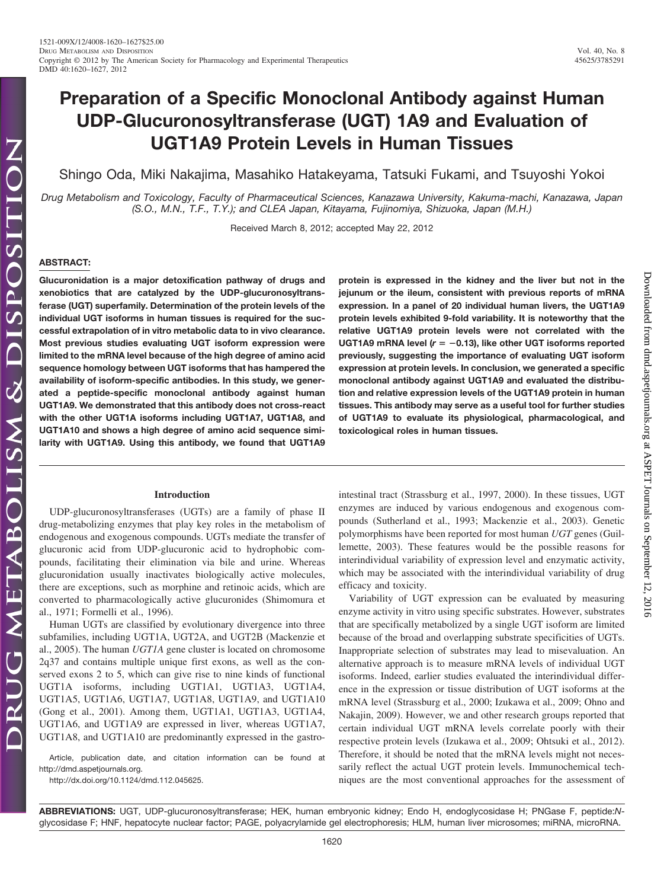# Preparation of a Specific Monoclonal Antibody against Human UDP-Glucuronosyltransferase (UGT) 1A9 and Evaluation of UGT1A9 Protein Levels in Human Tissues

Shingo Oda, Miki Nakajima, Masahiko Hatakeyama, Tatsuki Fukami, and Tsuyoshi Yokoi

*Drug Metabolism and Toxicology, Faculty of Pharmaceutical Sciences, Kanazawa University, Kakuma-machi, Kanazawa, Japan (S.O., M.N., T.F., T.Y.); and CLEA Japan, Kitayama, Fujinomiya, Shizuoka, Japan (M.H.)*

Received March 8, 2012; accepted May 22, 2012

## ABSTRACT:

**Glucuronidation is a major detoxification pathway of drugs and xenobiotics that are catalyzed by the UDP-glucuronosyltransferase (UGT) superfamily. Determination of the protein levels of the individual UGT isoforms in human tissues is required for the successful extrapolation of in vitro metabolic data to in vivo clearance. Most previous studies evaluating UGT isoform expression were limited to the mRNA level because of the high degree of amino acid sequence homology between UGT isoforms that has hampered the availability of isoform-specific antibodies. In this study, we generated a peptide-specific monoclonal antibody against human UGT1A9. We demonstrated that this antibody does not cross-react with the other UGT1A isoforms including UGT1A7, UGT1A8, and UGT1A10 and shows a high degree of amino acid sequence similarity with UGT1A9. Using this antibody, we found that UGT1A9 protein is expressed in the kidney and the liver but not in the jejunum or the ileum, consistent with previous reports of mRNA expression. In a panel of 20 individual human livers, the UGT1A9 protein levels exhibited 9-fold variability. It is noteworthy that the relative UGT1A9 protein levels were not correlated with the UGT1A9 mRNA level ($r = -0.13$), like other UGT isoforms reported previously, suggesting the importance of evaluating UGT isoform expression at protein levels. In conclusion, we generated a specific monoclonal antibody against UGT1A9 and evaluated the distribution and relative expression levels of the UGT1A9 protein in human tissues. This antibody may serve as a useful tool for further studies of UGT1A9 to evaluate its physiological, pharmacological, and toxicological roles in human tissues.**

## Introduction

UDP-glucuronosyltransferases (UGTs) are a family of phase II drug-metabolizing enzymes that play key roles in the metabolism of endogenous and exogenous compounds. UGTs mediate the transfer of glucuronic acid from UDP-glucuronic acid to hydrophobic compounds, facilitating their elimination via bile and urine. Whereas glucuronidation usually inactivates biologically active molecules, there are exceptions, such as morphine and retinoic acids, which are converted to pharmacologically active glucuronides (Shimomura et al., 1971; Formelli et al., 1996).

Human UGTs are classified by evolutionary divergence into three subfamilies, including UGT1A, UGT2A, and UGT2B (Mackenzie et al., 2005). The human *UGT1A* gene cluster is located on chromosome 2q37 and contains multiple unique first exons, as well as the conserved exons 2 to 5, which can give rise to nine kinds of functional UGT1A isoforms, including UGT1A1, UGT1A3, UGT1A4, UGT1A5, UGT1A6, UGT1A7, UGT1A8, UGT1A9, and UGT1A10 (Gong et al., 2001). Among them, UGT1A1, UGT1A3, UGT1A4, UGT1A6, and UGT1A9 are expressed in liver, whereas UGT1A7, UGT1A8, and UGT1A10 are predominantly expressed in the gastrointestinal tract (Strassburg et al., 1997, 2000). In these tissues, UGT enzymes are induced by various endogenous and exogenous compounds (Sutherland et al., 1993; Mackenzie et al., 2003). Genetic polymorphisms have been reported for most human *UGT* genes (Guillemette, 2003). These features would be the possible reasons for interindividual variability of expression level and enzymatic activity, which may be associated with the interindividual variability of drug efficacy and toxicity.

Variability of UGT expression can be evaluated by measuring enzyme activity in vitro using specific substrates. However, substrates that are specifically metabolized by a single UGT isoform are limited because of the broad and overlapping substrate specificities of UGTs. Inappropriate selection of substrates may lead to misevaluation. An alternative approach is to measure mRNA levels of individual UGT isoforms. Indeed, earlier studies evaluated the interindividual difference in the expression or tissue distribution of UGT isoforms at the mRNA level (Strassburg et al., 2000; Izukawa et al., 2009; Ohno and Nakajin, 2009). However, we and other research groups reported that certain individual UGT mRNA levels correlate poorly with their respective protein levels (Izukawa et al., 2009; Ohtsuki et al., 2012). Therefore, it should be noted that the mRNA levels might not necessarily reflect the actual UGT protein levels. Immunochemical techniques are the most conventional approaches for the assessment of

Article, publication date, and citation information can be found at http://dmd.aspetjournals.org.

http://dx.doi.org/10.1124/dmd.112.045625.

**ABBREVIATIONS:** UGT, UDP-glucuronosyltransferase; HEK, human embryonic kidney; Endo H, endoglycosidase H; PNGase F, peptide:*N*-glycosidase F; HNF, hepatocyte nuclear factor; PAGE, polyacrylamide gel electrophoresis; HLM, human liver microsomes; miRNA, microRNA.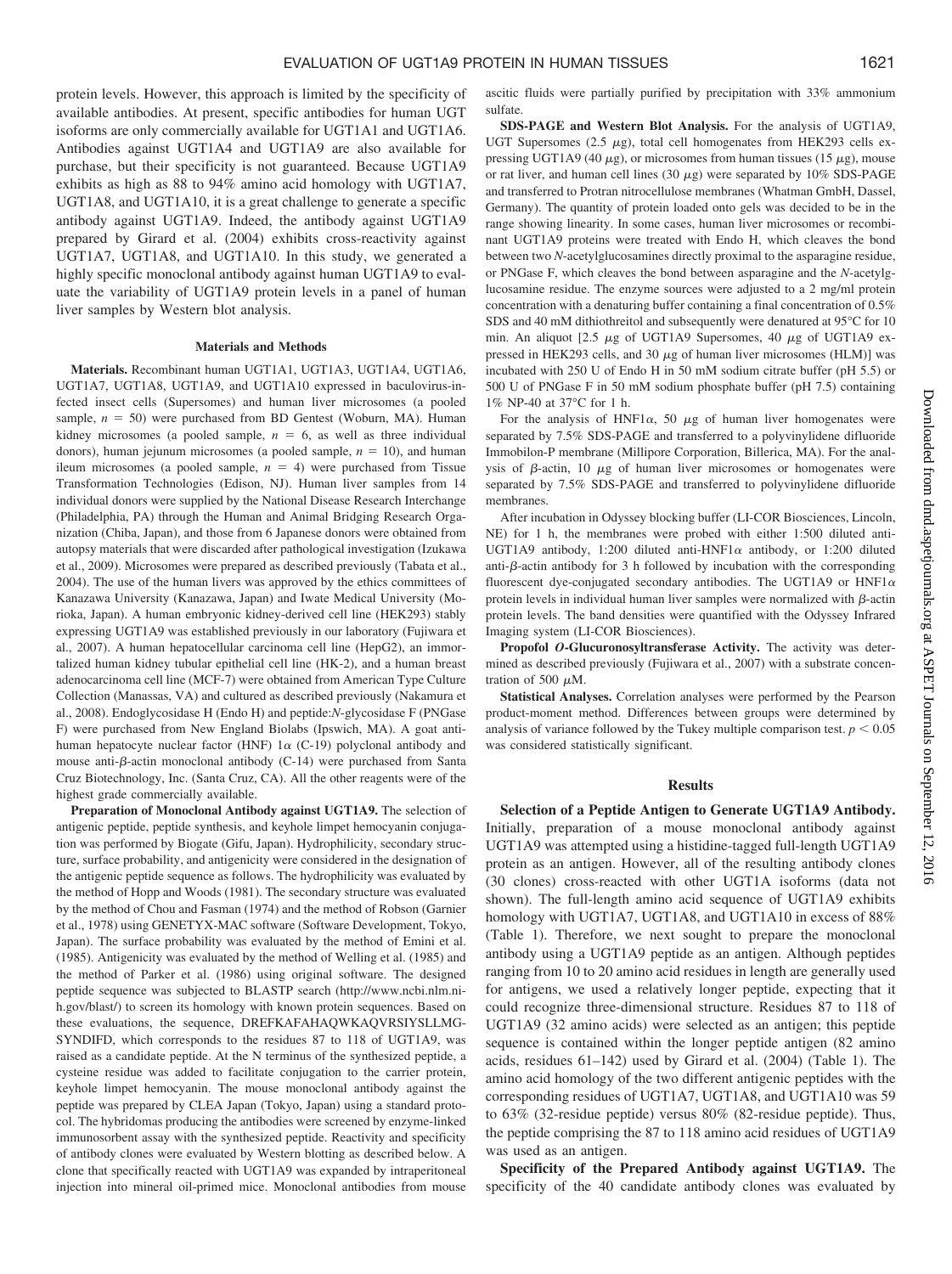protein levels. However, this approach is limited by the specificity of available antibodies. At present, specific antibodies for human UGT isoforms are only commercially available for UGT1A1 and UGT1A6. Antibodies against UGT1A4 and UGT1A9 are also available for purchase, but their specificity is not guaranteed. Because UGT1A9 exhibits as high as 88 to 94% amino acid homology with UGT1A7, UGT1A8, and UGT1A10, it is a great challenge to generate a specific antibody against UGT1A9. Indeed, the antibody against UGT1A9 prepared by Girard et al. (2004) exhibits cross-reactivity against UGT1A7, UGT1A8, and UGT1A10. In this study, we generated a highly specific monoclonal antibody against human UGT1A9 to evaluate the variability of UGT1A9 protein levels in a panel of human liver samples by Western blot analysis.

## Materials and Methods

**Materials.** Recombinant human UGT1A1, UGT1A3, UGT1A4, UGT1A6, UGT1A7, UGT1A8, UGT1A9, and UGT1A10 expressed in baculovirus-infected insect cells (Supersomes) and human liver microsomes (a pooled sample, $n = 50$) were purchased from BD Gentest (Woburn, MA). Human kidney microsomes (a pooled sample, $n = 6$, as well as three individual donors), human jejunum microsomes (a pooled sample, $n = 10$), and human ileum microsomes (a pooled sample, $n = 4$) were purchased from Tissue Transformation Technologies (Edison, NJ). Human liver samples from 14 individual donors were supplied by the National Disease Research Interchange (Philadelphia, PA) through the Human and Animal Bridging Research Organization (Chiba, Japan), and those from 6 Japanese donors were obtained from autopsy materials that were discarded after pathological investigation (Izukawa et al., 2009). Microsomes were prepared as described previously (Tabata et al., 2004). The use of the human livers was approved by the ethics committees of Kanazawa University (Kanazawa, Japan) and Iwate Medical University (Morioka, Japan). A human embryonic kidney-derived cell line (HEK293) stably expressing UGT1A9 was established previously in our laboratory (Fujiwara et al., 2007). A human hepatocellular carcinoma cell line (HepG2), an immortalized human kidney tubular epithelial cell line (HK-2), and a human breast adenocarcinoma cell line (MCF-7) were obtained from American Type Culture Collection (Manassas, VA) and cultured as described previously (Nakamura et al., 2008). Endoglycosidase H (Endo H) and peptide:*N*-glycosidase F (PNGase F) were purchased from New England Biolabs (Ipswich, MA). A goat anti-human hepatocyte nuclear factor (HNF) 1$\alpha$ (C-19) polyclonal antibody and mouse anti-$\beta$-actin monoclonal antibody (C-14) were purchased from Santa Cruz Biotechnology, Inc. (Santa Cruz, CA). All the other reagents were of the highest grade commercially available.

**Preparation of Monoclonal Antibody against UGT1A9.** The selection of antigenic peptide, peptide synthesis, and keyhole limpet hemocyanin conjugation was performed by Biogate (Gifu, Japan). Hydrophilicity, secondary structure, surface probability, and antigenicity were considered in the designation of the antigenic peptide sequence as follows. The hydrophilicity was evaluated by the method of Hopp and Woods (1981). The secondary structure was evaluated by the method of Chou and Fasman (1974) and the method of Robson (Garnier et al., 1978) using GENETYX-MAC software (Software Development, Tokyo, Japan). The surface probability was evaluated by the method of Emini et al. (1985). Antigenicity was evaluated by the method of Welling et al. (1985) and the method of Parker et al. (1986) using original software. The designed peptide sequence was subjected to BLASTP search (http://www.ncbi.nlm.nih.gov/blast/) to screen its homology with known protein sequences. Based on these evaluations, the sequence, DREFKAFAHAQWKAQVRSIYSLLMG-SYNDIFD, which corresponds to the residues 87 to 118 of UGT1A9, was raised as a candidate peptide. At the N terminus of the synthesized peptide, a cysteine residue was added to facilitate conjugation to the carrier protein, keyhole limpet hemocyanin. The mouse monoclonal antibody against the peptide was prepared by CLEA Japan (Tokyo, Japan) using a standard protocol. The hybridomas producing the antibodies were screened by enzyme-linked immunosorbent assay with the synthesized peptide. Reactivity and specificity of antibody clones were evaluated by Western blotting as described below. A clone that specifically reacted with UGT1A9 was expanded by intraperitoneal injection into mineral oil-primed mice. Monoclonal antibodies from mouse ascitic fluids were partially purified by precipitation with 33% ammonium sulfate.

**SDS-PAGE and Western Blot Analysis.** For the analysis of UGT1A9, UGT Supersomes (2.5 $\mu$g), total cell homogenates from HEK293 cells expressing UGT1A9 (40 $\mu$g), or microsomes from human tissues (15 $\mu$g), mouse or rat liver, and human cell lines (30 $\mu$g) were separated by 10% SDS-PAGE and transferred to Protran nitrocellulose membranes (Whatman GmbH, Dassel, Germany). The quantity of protein loaded onto gels was decided to be in the range showing linearity. In some cases, human liver microsomes or recombinant UGT1A9 proteins were treated with Endo H, which cleaves the bond between two *N*-acetylglucosamines directly proximal to the asparagine residue, or PNGase F, which cleaves the bond between asparagine and the *N*-acetylglucosamine residue. The enzyme sources were adjusted to a 2 mg/ml protein concentration with a denaturing buffer containing a final concentration of 0.5% SDS and 40 mM dithiothreitol and subsequently were denatured at 95°C for 10 min. An aliquot [2.5 $\mu$g of UGT1A9 Supersomes, 40 $\mu$g of UGT1A9 expressed in HEK293 cells, and 30 $\mu$g of human liver microsomes (HLM)] was incubated with 250 U of Endo H in 50 mM sodium citrate buffer (pH 5.5) or 500 U of PNGase F in 50 mM sodium phosphate buffer (pH 7.5) containing 1% NP-40 at 37°C for 1 h.

For the analysis of HNF1$\alpha$, 50 $\mu$g of human liver homogenates were separated by 7.5% SDS-PAGE and transferred to a polyvinylidene difluoride Immobilon-P membrane (Millipore Corporation, Billerica, MA). For the analysis of $\beta$-actin, 10 $\mu$g of human liver microsomes or homogenates were separated by 7.5% SDS-PAGE and transferred to polyvinylidene difluoride membranes.

After incubation in Odyssey blocking buffer (LI-COR Biosciences, Lincoln, NE) for 1 h, the membranes were probed with either 1:500 diluted anti-UGT1A9 antibody, 1:200 diluted anti-HNF1$\alpha$ antibody, or 1:200 diluted anti-$\beta$-actin antibody for 3 h followed by incubation with the corresponding fluorescent dye-conjugated secondary antibodies. The UGT1A9 or HNF1$\alpha$ protein levels in individual human liver samples were normalized with $\beta$-actin protein levels. The band densities were quantified with the Odyssey Infrared Imaging system (LI-COR Biosciences).

**Propofol *O*-Glucuronosyltransferase Activity.** The activity was determined as described previously (Fujiwara et al., 2007) with a substrate concentration of 500 $\mu$M.

**Statistical Analyses.** Correlation analyses were performed by the Pearson product-moment method. Differences between groups were determined by analysis of variance followed by the Tukey multiple comparison test. $p < 0.05$ was considered statistically significant.

## Results

**Selection of a Peptide Antigen to Generate UGT1A9 Antibody.** Initially, preparation of a mouse monoclonal antibody against UGT1A9 was attempted using a histidine-tagged full-length UGT1A9 protein as an antigen. However, all of the resulting antibody clones (30 clones) cross-reacted with other UGT1A isoforms (data not shown). The full-length amino acid sequence of UGT1A9 exhibits homology with UGT1A7, UGT1A8, and UGT1A10 in excess of 88% (Table 1). Therefore, we next sought to prepare the monoclonal antibody using a UGT1A9 peptide as an antigen. Although peptides ranging from 10 to 20 amino acid residues in length are generally used for antigens, we used a relatively longer peptide, expecting that it could recognize three-dimensional structure. Residues 87 to 118 of UGT1A9 (32 amino acids) were selected as an antigen; this peptide sequence is contained within the longer peptide antigen (82 amino acids, residues 61–142) used by Girard et al. (2004) (Table 1). The amino acid homology of the two different antigenic peptides with the corresponding residues of UGT1A7, UGT1A8, and UGT1A10 was 59 to 63% (32-residue peptide) versus 80% (82-residue peptide). Thus, the peptide comprising the 87 to 118 amino acid residues of UGT1A9 was used as an antigen.

**Specificity of the Prepared Antibody against UGT1A9.** The specificity of the 40 candidate antibody clones was evaluated by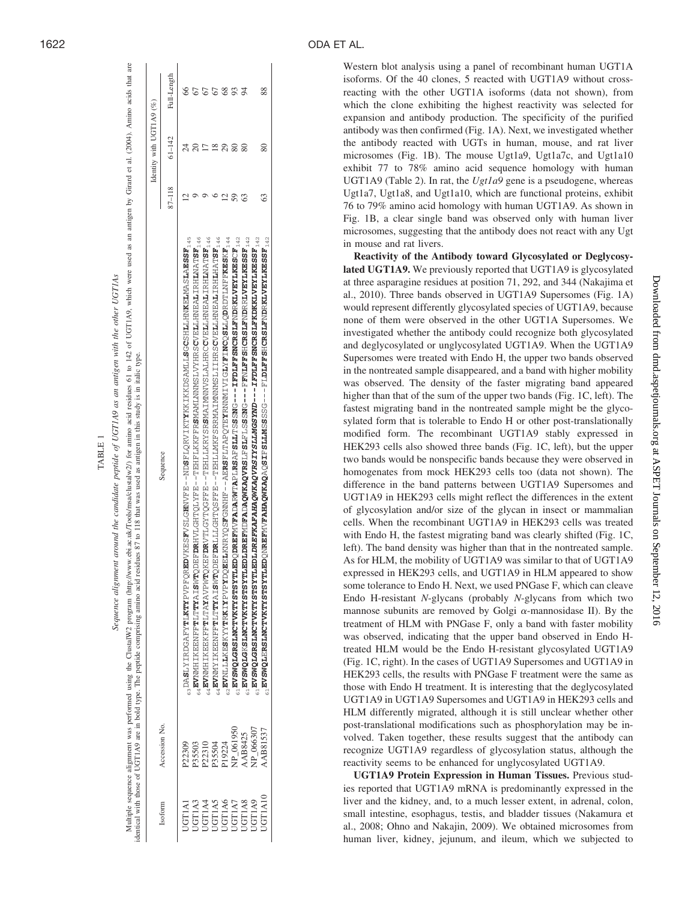TABLE 1

*Sequence alignment around the candidate peptide of UGT1A9 as an antigen with the other UGT1As*

Multiple sequence alignment was performed using the ClustalW2 program (http://www.ebi.ac.uk/Tools/msa/clustalw2/) for amino acid residues 61 to 142 of UGT1A9, which were used as an antigen by Girard et al. (2004). Amino acids that are identical with those of UGT1A9 are in bold type. The peptide comprising amino acid residues 87 to 118 that was used as antigen in this study is in italic type.

| Isoform | Accession No. | Sequence | Identity with UGT1A9 (%) | | |
|---|---|---|---|---|---|
| | | | 87–118 | 61–142 | Full-Length |
| UGT1A1 | P22309 | 63DASLYIRDGAFYTLKTYPVPFQREDVKESFVSLGHNVFE--NDSFLQRVIKTYKKIKKDSAMLLSGCSHLLHNKELMASLAESSF145 | 12 | 24 | 66 |
| UGT1A3 | P35503 | 64EVNMHIKEENFFTLTTYAISWTQDEFDRHVLGHTQLYFE--TEHFLKKFFRSMAMLNNMSLVYHRSCVELLHNEALIRHLNATSF146 | 9 | 20 | 67 |
| UGT1A4 | P22310 | 64EVNMHIKEEKFFTLTAYAVPWTQKEFDRVTLGYTQGFFE--TEHLLKRYSRSMAIMNNVSLALHRCCVELLHNEALIRHLNATSF146 | 9 | 17 | 67 |
| UGT1A5 | P35504 | 64EVNMYIKEENFFTLTTYAISWTQDEFDRLLLGHTQSFFE--TEHLLMKFSRRMAIMNNMSLIIHRSCVELLHNEALIRHLHATSF146 | 6 | 18 | 67 |
| UGT1A6 | P19224 | 64EVNLLLKESKYYTRKIYPVPYDQEELKNRYQSFGNNHF--AERSFLTAPQTEYRNNMIVIGLYFINCQSLLQDRDTLNFFKESKF146 | 12 | 29 | 68 |
| UGT1A7 | NP_061950 | 62EVSWQLGRSLNCTVKTYSTSYTLEDQDREFMVFADARWTAPLRSAFSLLTSSSNG---IFDLFFSNCRSLFNDRKLVEYLKESCF144 | 59 | 80 | 93 |
| UGT1A8 | AAB8425 | 61EVSWQLGKSLNCTVKTYSTSYTLEDLDREFMDFADAQWKAQVRSLFSLFLSSSNG---FFNLFFSHCRSLFNDRKLVEYLKESSF142 | 63 | 80 | 94 |
| UGT1A9 | NP_066307 | 61*EVSWQLGRSLNCTVKTYSTSYTLEDLDREFKAFAHAQWKAQVRSIYSLLMGSYND---IFDLFFSNCRSLFKDKKLVEYLKESSF*142 | | | |
| UGT1A10 | AAB81537 | 61EVSWQLERSLNCTVKTYSTSYTLEDQNREFMVFAHAQWKAQAQSIFSLLMSSSSG---FLDLFFSHCRSLFNDRKLVEYLKESSF142 | 63 | 80 | 88 |

Western blot analysis using a panel of recombinant human UGT1A isoforms. Of the 40 clones, 5 reacted with UGT1A9 without cross-reacting with the other UGT1A isoforms (data not shown), from which the clone exhibiting the highest reactivity was selected for expansion and antibody production. The specificity of the purified antibody was then confirmed (Fig. 1A). Next, we investigated whether the antibody reacted with UGTs in human, mouse, and rat liver microsomes (Fig. 1B). The mouse Ugt1a9, Ugt1a7c, and Ugt1a10 exhibit 77 to 78% amino acid sequence homology with human UGT1A9 (Table 2). In rat, the *Ugt1a9* gene is a pseudogene, whereas Ugt1a7, Ugt1a8, and Ugt1a10, which are functional proteins, exhibit 76 to 79% amino acid homology with human UGT1A9. As shown in Fig. 1B, a clear single band was observed only with human liver microsomes, suggesting that the antibody does not react with any Ugt in mouse and rat livers.

**Reactivity of the Antibody toward Glycosylated or Deglycosylated UGT1A9.** We previously reported that UGT1A9 is glycosylated at three asparagine residues at position 71, 292, and 344 (Nakajima et al., 2010). Three bands observed in UGT1A9 Supersomes (Fig. 1A) would represent differently glycosylated species of UGT1A9, because none of them were observed in the other UGT1A Supersomes. We investigated whether the antibody could recognize both glycosylated and deglycosylated or unglycosylated UGT1A9. When the UGT1A9 Supersomes were treated with Endo H, the upper two bands observed in the nontreated sample disappeared, and a band with higher mobility was observed. The density of the faster migrating band appeared higher than that of the sum of the upper two bands (Fig. 1C, left). The fastest migrating band in the nontreated sample might be the glycosylated form that is tolerable to Endo H or other post-translationally modified form. The recombinant UGT1A9 stably expressed in HEK293 cells also showed three bands (Fig. 1C, left), but the upper two bands would be nonspecific bands because they were observed in homogenates from mock HEK293 cells too (data not shown). The difference in the band patterns between UGT1A9 Supersomes and UGT1A9 in HEK293 cells might reflect the differences in the extent of glycosylation and/or size of the glycan in insect or mammalian cells. When the recombinant UGT1A9 in HEK293 cells was treated with Endo H, the fastest migrating band was clearly shifted (Fig. 1C, left). The band density was higher than that in the nontreated sample. As for HLM, the mobility of UGT1A9 was similar to that of UGT1A9 expressed in HEK293 cells, and UGT1A9 in HLM appeared to show some tolerance to Endo H. Next, we used PNGase F, which can cleave Endo H-resistant *N*-glycans (probably *N*-glycans from which two mannose subunits are removed by Golgi α-mannosidase II). By the treatment of HLM with PNGase F, only a band with faster mobility was observed, indicating that the upper band observed in Endo H-treated HLM would be the Endo H-resistant glycosylated UGT1A9 (Fig. 1C, right). In the cases of UGT1A9 Supersomes and UGT1A9 in HEK293 cells, the results with PNGase F treatment were the same as those with Endo H treatment. It is interesting that the deglycosylated UGT1A9 in UGT1A9 Supersomes and UGT1A9 in HEK293 cells and HLM differently migrated, although it is still unclear whether other post-translational modifications such as phosphorylation may be involved. Taken together, these results suggest that the antibody can recognize UGT1A9 regardless of glycosylation status, although the reactivity seems to be enhanced for unglycosylated UGT1A9.

**UGT1A9 Protein Expression in Human Tissues.** Previous studies reported that UGT1A9 mRNA is predominantly expressed in the liver and the kidney, and, to a much lesser extent, in adrenal, colon, small intestine, esophagus, testis, and bladder tissues (Nakamura et al., 2008; Ohno and Nakajin, 2009). We obtained microsomes from human liver, kidney, jejunum, and ileum, which we subjected to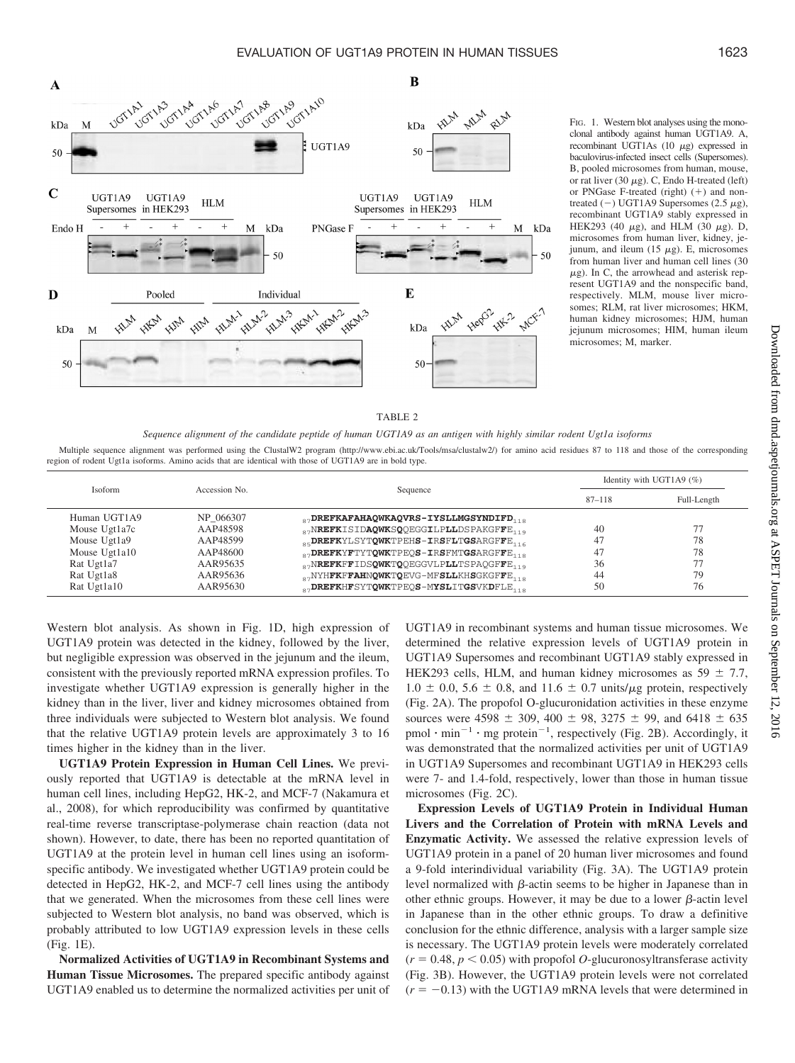FIG. 1. Western blot analyses using the monoclonal antibody against human UGT1A9. A, recombinant UGT1As (10 μg) expressed in baculovirus-infected insect cells (Supersomes). B, pooled microsomes from human, mouse, or rat liver (30 μg). C, Endo H-treated (left) or PNGase F-treated (right) (+) and nontreated (−) UGT1A9 Supersomes (2.5 μg), recombinant UGT1A9 stably expressed in HEK293 (40 μg), and HLM (30 μg). D, microsomes from human liver, kidney, jejunum, and ileum (15 μg). E, microsomes from human liver and human cell lines (30 μg). In C, the arrowhead and asterisk represent UGT1A9 and the nonspecific band, respectively. MLM, mouse liver microsomes; RLM, rat liver microsomes; HKM, human kidney microsomes; HJM, human jejunum microsomes; HIM, human ileum microsomes; M, marker.

TABLE 2

*Sequence alignment of the candidate peptide of human UGT1A9 as an antigen with highly similar rodent Ugt1a isoforms*

Multiple sequence alignment was performed using the ClustalW2 program (http://www.ebi.ac.uk/Tools/msa/clustalw2/) for amino acid residues 87 to 118 and those of the corresponding region of rodent Ugt1a isoforms. Amino acids that are identical with those of UGT1A9 are in bold type.

| Isoform | Accession No. | Sequence | Identity with UGT1A9 (%) | |
|---|---|---|---|---|
| | | | 87–118 | Full-Length |
| Human UGT1A9 | NP_066307 | $_{87}$**DREFKAFAHAQWKAQVRS-IYSLLMGSYNDIFD**$_{118}$ | | |
| Mouse Ugt1a7c | AAP48598 | $_{87}$N**REFK**ISID**AQWKS**Q**Q**EGG**I**LP**LL**DSPAKGF**FE**$_{119}$ | 40 | 77 |
| Mouse Ugt1a9 | AAP48599 | $_{85}$**DREFK**YLSYT**QWK**TPEH**S**-**I**R**S**F**L**T**GS**ARGF**FE**$_{116}$ | 47 | 78 |
| Mouse Ugt1a10 | AAP48600 | $_{87}$**DREFK**YFTYT**QWK**TPEQ**S**-**I**R**S**FMT**GS**ARGF**FE**$_{118}$ | 47 | 78 |
| Rat Ugt1a7 | AAR95635 | $_{87}$N**REFK**FFIDS**QWK**T**Q**QEGGVLP**LL**TSPAQGF**FE**$_{119}$ | 36 | 77 |
| Rat Ugt1a8 | AAR95636 | $_{87}$NYH**FKFFAH**N**QWK**T**Q**EVG-MF**SLL**KH**S**GKGF**FE**$_{118}$ | 44 | 79 |
| Rat Ugt1a10 | AAR95630 | $_{87}$**DREFK**HFSYT**QWK**TPEQ**S**-M**YSL**IT**GS**VKDF**LE**$_{118}$ | 50 | 76 |

Western blot analysis. As shown in Fig. 1D, high expression of UGT1A9 protein was detected in the kidney, followed by the liver, but negligible expression was observed in the jejunum and the ileum, consistent with the previously reported mRNA expression profiles. To investigate whether UGT1A9 expression is generally higher in the kidney than in the liver, liver and kidney microsomes obtained from three individuals were subjected to Western blot analysis. We found that the relative UGT1A9 protein levels are approximately 3 to 16 times higher in the kidney than in the liver.

**UGT1A9 Protein Expression in Human Cell Lines.** We previously reported that UGT1A9 is detectable at the mRNA level in human cell lines, including HepG2, HK-2, and MCF-7 (Nakamura et al., 2008), for which reproducibility was confirmed by quantitative real-time reverse transcriptase-polymerase chain reaction (data not shown). However, to date, there has been no reported quantitation of UGT1A9 at the protein level in human cell lines using an isoform-specific antibody. We investigated whether UGT1A9 protein could be detected in HepG2, HK-2, and MCF-7 cell lines using the antibody that we generated. When the microsomes from these cell lines were subjected to Western blot analysis, no band was observed, which is probably attributed to low UGT1A9 expression levels in these cells (Fig. 1E).

**Normalized Activities of UGT1A9 in Recombinant Systems and Human Tissue Microsomes.** The prepared specific antibody against UGT1A9 enabled us to determine the normalized activities per unit of UGT1A9 in recombinant systems and human tissue microsomes. We determined the relative expression levels of UGT1A9 protein in UGT1A9 Supersomes and recombinant UGT1A9 stably expressed in HEK293 cells, HLM, and human kidney microsomes as 59 ± 7.7, 1.0 ± 0.0, 5.6 ± 0.8, and 11.6 ± 0.7 units/μg protein, respectively (Fig. 2A). The propofol O-glucuronidation activities in these enzyme sources were 4598 ± 309, 400 ± 98, 3275 ± 99, and 6418 ± 635 pmol · min$^{-1}$ · mg protein$^{-1}$, respectively (Fig. 2B). Accordingly, it was demonstrated that the normalized activities per unit of UGT1A9 in UGT1A9 Supersomes and recombinant UGT1A9 in HEK293 cells were 7- and 1.4-fold, respectively, lower than those in human tissue microsomes (Fig. 2C).

**Expression Levels of UGT1A9 Protein in Individual Human Livers and the Correlation of Protein with mRNA Levels and Enzymatic Activity.** We assessed the relative expression levels of UGT1A9 protein in a panel of 20 human liver microsomes and found a 9-fold interindividual variability (Fig. 3A). The UGT1A9 protein level normalized with β-actin seems to be higher in Japanese than in other ethnic groups. However, it may be due to a lower β-actin level in Japanese than in the other ethnic groups. To draw a definitive conclusion for the ethnic difference, analysis with a larger sample size is necessary. The UGT1A9 protein levels were moderately correlated ($r = 0.48$, $p < 0.05$) with propofol *O*-glucuronosyltransferase activity (Fig. 3B). However, the UGT1A9 protein levels were not correlated ($r = -0.13$) with the UGT1A9 mRNA levels that were determined in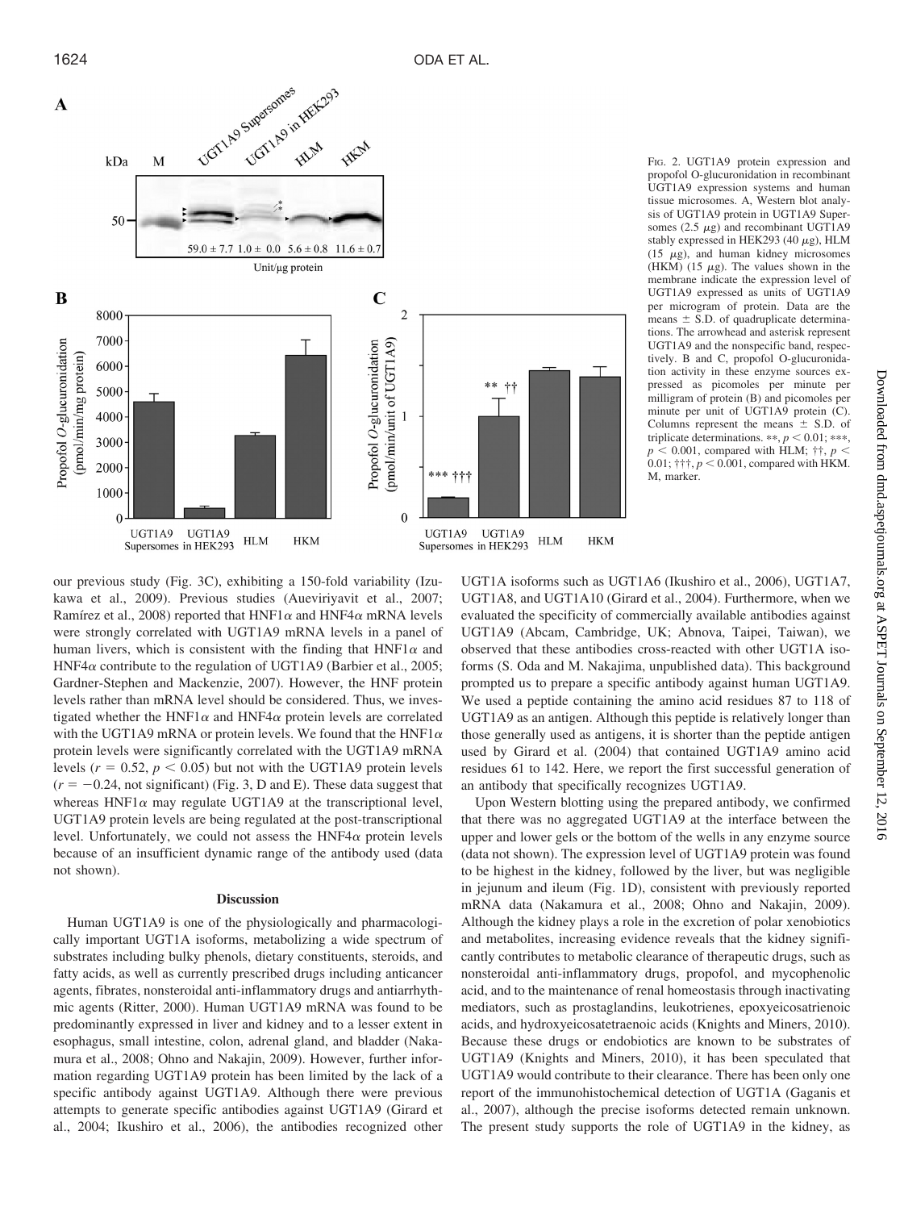FIG. 2. UGT1A9 protein expression and propofol O-glucuronidation in recombinant UGT1A9 expression systems and human tissue microsomes. A, Western blot analysis of UGT1A9 protein in UGT1A9 Supersomes (2.5 μg) and recombinant UGT1A9 stably expressed in HEK293 (40 μg), HLM (15 μg), and human kidney microsomes (HKM) (15 μg). The values shown in the membrane indicate the expression level of UGT1A9 expressed as units of UGT1A9 per microgram of protein. Data are the means ± S.D. of quadruplicate determinations. The arrowhead and asterisk represent UGT1A9 and the nonspecific band, respectively. B and C, propofol O-glucuronidation activity in these enzyme sources expressed as picomoles per minute per milligram of protein (B) and picomoles per minute per unit of UGT1A9 protein (C). Columns represent the means ± S.D. of triplicate determinations. **, $p < 0.01$; ***, $p < 0.001$, compared with HLM; ††, $p < 0.01$; †††, $p < 0.001$, compared with HKM. M, marker.

our previous study (Fig. 3C), exhibiting a 150-fold variability (Izukawa et al., 2009). Previous studies (Aueviriyavit et al., 2007; Ramírez et al., 2008) reported that HNF1α and HNF4α mRNA levels were strongly correlated with UGT1A9 mRNA levels in a panel of human livers, which is consistent with the finding that HNF1α and HNF4α contribute to the regulation of UGT1A9 (Barbier et al., 2005; Gardner-Stephen and Mackenzie, 2007). However, the HNF protein levels rather than mRNA level should be considered. Thus, we investigated whether the HNF1α and HNF4α protein levels are correlated with the UGT1A9 mRNA or protein levels. We found that the HNF1α protein levels were significantly correlated with the UGT1A9 mRNA levels ($r = 0.52$, $p < 0.05$) but not with the UGT1A9 protein levels ($r = -0.24$, not significant) (Fig. 3, D and E). These data suggest that whereas HNF1α may regulate UGT1A9 at the transcriptional level, UGT1A9 protein levels are being regulated at the post-transcriptional level. Unfortunately, we could not assess the HNF4α protein levels because of an insufficient dynamic range of the antibody used (data not shown).

## Discussion

Human UGT1A9 is one of the physiologically and pharmacologically important UGT1A isoforms, metabolizing a wide spectrum of substrates including bulky phenols, dietary constituents, steroids, and fatty acids, as well as currently prescribed drugs including anticancer agents, fibrates, nonsteroidal anti-inflammatory drugs and antiarrhythmic agents (Ritter, 2000). Human UGT1A9 mRNA was found to be predominantly expressed in liver and kidney and to a lesser extent in esophagus, small intestine, colon, adrenal gland, and bladder (Nakamura et al., 2008; Ohno and Nakajin, 2009). However, further information regarding UGT1A9 protein has been limited by the lack of a specific antibody against UGT1A9. Although there were previous attempts to generate specific antibodies against UGT1A9 (Girard et al., 2004; Ikushiro et al., 2006), the antibodies recognized other UGT1A isoforms such as UGT1A6 (Ikushiro et al., 2006), UGT1A7, UGT1A8, and UGT1A10 (Girard et al., 2004). Furthermore, when we evaluated the specificity of commercially available antibodies against UGT1A9 (Abcam, Cambridge, UK; Abnova, Taipei, Taiwan), we observed that these antibodies cross-reacted with other UGT1A isoforms (S. Oda and M. Nakajima, unpublished data). This background prompted us to prepare a specific antibody against human UGT1A9. We used a peptide containing the amino acid residues 87 to 118 of UGT1A9 as an antigen. Although this peptide is relatively longer than those generally used as antigens, it is shorter than the peptide antigen used by Girard et al. (2004) that contained UGT1A9 amino acid residues 61 to 142. Here, we report the first successful generation of an antibody that specifically recognizes UGT1A9.

Upon Western blotting using the prepared antibody, we confirmed that there was no aggregated UGT1A9 at the interface between the upper and lower gels or the bottom of the wells in any enzyme source (data not shown). The expression level of UGT1A9 protein was found to be highest in the kidney, followed by the liver, but was negligible in jejunum and ileum (Fig. 1D), consistent with previously reported mRNA data (Nakamura et al., 2008; Ohno and Nakajin, 2009). Although the kidney plays a role in the excretion of polar xenobiotics and metabolites, increasing evidence reveals that the kidney significantly contributes to metabolic clearance of therapeutic drugs, such as nonsteroidal anti-inflammatory drugs, propofol, and mycophenolic acid, and to the maintenance of renal homeostasis through inactivating mediators, such as prostaglandins, leukotrienes, epoxyeicosatrienoic acids, and hydroxyeicosatetraenoic acids (Knights and Miners, 2010). Because these drugs or endobiotics are known to be substrates of UGT1A9 (Knights and Miners, 2010), it has been speculated that UGT1A9 would contribute to their clearance. There has been only one report of the immunohistochemical detection of UGT1A (Gaganis et al., 2007), although the precise isoforms detected remain unknown. The present study supports the role of UGT1A9 in the kidney, as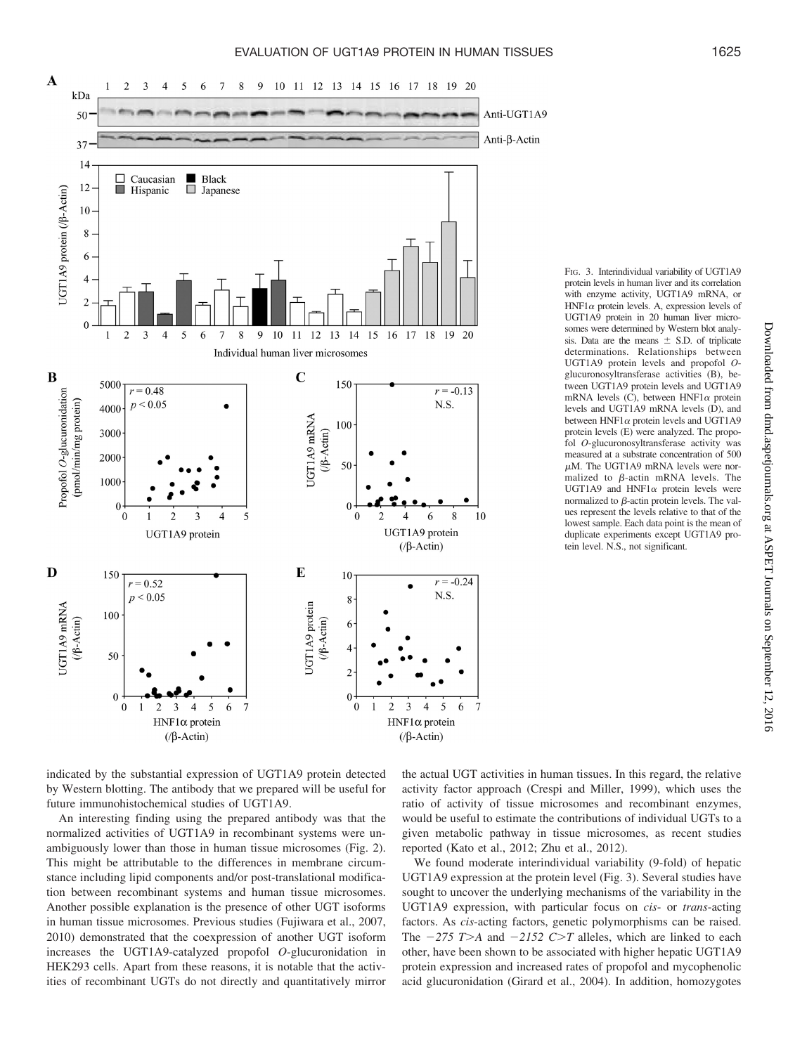Fig. 3. Interindividual variability of UGT1A9 protein levels in human liver and its correlation with enzyme activity, UGT1A9 mRNA, or HNF1α protein levels. A, expression levels of UGT1A9 protein in 20 human liver microsomes were determined by Western blot analysis. Data are the means ± S.D. of triplicate determinations. Relationships between UGT1A9 protein levels and propofol *O*-glucuronosyltransferase activities (B), between UGT1A9 protein levels and UGT1A9 mRNA levels (C), between HNF1α protein levels and UGT1A9 mRNA levels (D), and between HNF1α protein levels and UGT1A9 protein levels (E) were analyzed. The propofol *O*-glucuronosyltransferase activity was measured at a substrate concentration of 500 μM. The UGT1A9 mRNA levels were normalized to β-actin mRNA levels. The UGT1A9 and HNF1α protein levels were normalized to β-actin protein levels. The values represent the levels relative to that of the lowest sample. Each data point is the mean of duplicate experiments except UGT1A9 protein level. N.S., not significant.

indicated by the substantial expression of UGT1A9 protein detected by Western blotting. The antibody that we prepared will be useful for future immunohistochemical studies of UGT1A9.

An interesting finding using the prepared antibody was that the normalized activities of UGT1A9 in recombinant systems were unambiguously lower than those in human tissue microsomes (Fig. 2). This might be attributable to the differences in membrane circumstance including lipid components and/or post-translational modification between recombinant systems and human tissue microsomes. Another possible explanation is the presence of other UGT isoforms in human tissue microsomes. Previous studies (Fujiwara et al., 2007, 2010) demonstrated that the coexpression of another UGT isoform increases the UGT1A9-catalyzed propofol *O*-glucuronidation in HEK293 cells. Apart from these reasons, it is notable that the activities of recombinant UGTs do not directly and quantitatively mirror the actual UGT activities in human tissues. In this regard, the relative activity factor approach (Crespi and Miller, 1999), which uses the ratio of activity of tissue microsomes and recombinant enzymes, would be useful to estimate the contributions of individual UGTs to a given metabolic pathway in tissue microsomes, as recent studies reported (Kato et al., 2012; Zhu et al., 2012).

We found moderate interindividual variability (9-fold) of hepatic UGT1A9 expression at the protein level (Fig. 3). Several studies have sought to uncover the underlying mechanisms of the variability in the UGT1A9 expression, with particular focus on *cis*- or *trans*-acting factors. As *cis*-acting factors, genetic polymorphisms can be raised. The *−275 T>A* and *−2152 C>T* alleles, which are linked to each other, have been shown to be associated with higher hepatic UGT1A9 protein expression and increased rates of propofol and mycophenolic acid glucuronidation (Girard et al., 2004). In addition, homozygotes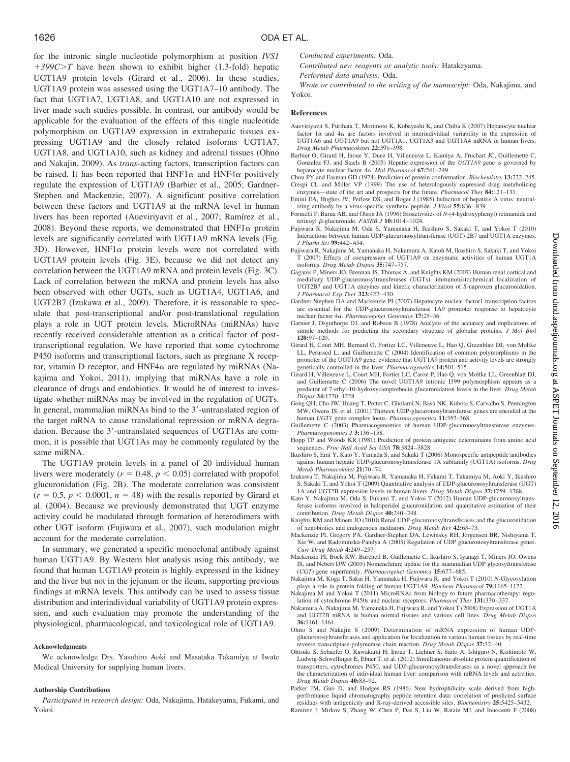for the intronic single nucleotide polymorphism at position *IVS1 +399C>T* have been shown to exhibit higher (1.3-fold) hepatic UGT1A9 protein levels (Girard et al., 2006). In these studies, UGT1A9 protein was assessed using the UGT1A7–10 antibody. The fact that UGT1A7, UGT1A8, and UGT1A10 are not expressed in liver made such studies possible. In contrast, our antibody would be applicable for the evaluation of the effects of this single nucleotide polymorphism on UGT1A9 expression in extrahepatic tissues expressing UGT1A9 and the closely related isoforms UGT1A7, UGT1A8, and UGT1A10, such as kidney and adrenal tissues (Ohno and Nakajin, 2009). As *trans*-acting factors, transcription factors can be raised. It has been reported that HNF1$\alpha$ and HNF4$\alpha$ positively regulate the expression of UGT1A9 (Barbier et al., 2005; Gardner-Stephen and Mackenzie, 2007). A significant positive correlation between these factors and UGT1A9 at the mRNA level in human livers has been reported (Aueviriyavit et al., 2007; Ramírez et al., 2008). Beyond these reports, we demonstrated that HNF1$\alpha$ protein levels are significantly correlated with UGT1A9 mRNA levels (Fig. 3D). However, HNF1$\alpha$ protein levels were not correlated with UGT1A9 protein levels (Fig. 3E), because we did not detect any correlation between the UGT1A9 mRNA and protein levels (Fig. 3C). Lack of correlation between the mRNA and protein levels has also been observed with other UGTs, such as UGT1A4, UGT1A6, and UGT2B7 (Izukawa et al., 2009). Therefore, it is reasonable to speculate that post-transcriptional and/or post-translational regulation plays a role in UGT protein levels. MicroRNAs (miRNAs) have recently received considerable attention as a critical factor of post-transcriptional regulation. We have reported that some cytochrome P450 isoforms and transcriptional factors, such as pregnane X receptor, vitamin D receptor, and HNF4$\alpha$ are regulated by miRNAs (Nakajima and Yokoi, 2011), implying that miRNAs have a role in clearance of drugs and endobiotics. It would be of interest to investigate whether miRNAs may be involved in the regulation of UGTs. In general, mammalian miRNAs bind to the 3′-untranslated region of the target mRNA to cause translational repression or mRNA degradation. Because the 3′-untranslated sequences of UGT1As are common, it is possible that UGT1As may be commonly regulated by the same miRNA.

The UGT1A9 protein levels in a panel of 20 individual human livers were moderately ($r = 0.48$, $p < 0.05$) correlated with propofol glucuronidation (Fig. 2B). The moderate correlation was consistent ($r = 0.5$, $p < 0.0001$, $n = 48$) with the results reported by Girard et al. (2004). Because we previously demonstrated that UGT enzyme activity could be modulated through formation of heterodimers with other UGT isoform (Fujiwara et al., 2007), such modulation might account for the moderate correlation.

In summary, we generated a specific monoclonal antibody against human UGT1A9. By Western blot analysis using this antibody, we found that human UGT1A9 protein is highly expressed in the kidney and the liver but not in the jejunum or the ileum, supporting previous findings at mRNA levels. This antibody can be used to assess tissue distribution and interindividual variability of UGT1A9 protein expression, and such evaluation may promote the understanding of the physiological, pharmacological, and toxicological role of UGT1A9.

#### Acknowledgments

We acknowledge Drs. Yasuhiro Aoki and Masataka Takamiya at Iwate Medical University for supplying human livers.

#### Authorship Contributions

*Participated in research design:* Oda, Nakajima, Hatakeyama, Fukami, and Yokoi.

*Conducted experiments:* Oda.

*Contributed new reagents or analytic tools:* Hatakeyama.

*Performed data analysis:* Oda.

*Wrote or contributed to the writing of the manuscript:* Oda, Nakajima, and Yokoi.

#### References

Aueviriyavit S, Furihata T, Morimoto K, Kobayashi K, and Chiba K (2007) Hepatocyte nuclear factor 1$\alpha$ and 4$\alpha$ are factors involved in interindividual variability in the expression of UGT1A6 and UGT1A9 but not UGT1A1, UGT1A3 and UGT1A4 mRNA in human livers. *Drug Metab Pharmacokinet* **22:**391–398.

Barbier O, Girard H, Inoue Y, Duez H, Villeneuve L, Kamiya A, Fruchart JC, Guillemette C, Gonzalez FJ, and Staels B (2005) Hepatic expression of the *UGT1A9* gene is governed by hepatocyte nuclear factor 4$\alpha$. *Mol Pharmacol* **67:**241–249.

Chou PY and Fasman GD (1974) Prediction of protein conformation. *Biochemistry* **13:**222–245.

Crespi CL and Miller VP (1999) The use of heterologously expressed drug metabolizing enzymes—state of the art and prospects for the future. *Pharmacol Ther* **84:**121–131.

Emini EA, Hughes JV, Perlow DS, and Boger J (1985) Induction of hepatitis A virus: neutralizing antibody by a virus-specific synthetic peptide. *J Virol* **55:**836–839.

Formelli F, Barua AB, and Olson JA (1996) Bioactivities of N-(4-hydroxyphenyl) retinamide and retinoyl $\beta$-glucuronide. *FASEB J* **10:**1014–1024.

Fujiwara R, Nakajima M, Oda S, Yamanaka H, Ikushiro S, Sakaki T, and Yokoi T (2010) Interactions between human UDP-glucuronosyltransferase (UGT) 2B7 and UGT1A enzymes. *J Pharm Sci* **99:**442–454.

Fujiwara R, Nakajima M, Yamanaka H, Nakamura A, Katoh M, Ikushiro S, Sakaki T, and Yokoi T (2007) Effects of coexpression of UGT1A9 on enzymatic activities of human UGT1A isoforms. *Drug Metab Dispos* **35:**747–757.

Gaganis P, Miners JO, Brennan JS, Thomas A, and Knights KM (2007) Human renal cortical and medullary UDP-glucuronosyltransferases (UGTs): immunohistochemical localization of UGT2B7 and UGT1A enzymes and kinetic characterization of *S*-naproxen glucuronidation. *J Pharmacol Exp Ther* **323:**422–430.

Gardner-Stephen DA and Mackenzie PI (2007) Hepatocyte nuclear factor1 transcription factors are essential for the UDP-glucuronosyltransferase 1A9 promoter response to hepatocyte nuclear factor 4$\alpha$. *Pharmacogenet Genomics* **17:**25–36.

Garnier J, Osguthorpe DJ, and Robson B (1978) Analysis of the accuracy and implications of simple methods for predicting the secondary structure of globular proteins. *J Mol Biol* **120:**97–120.

Girard H, Court MH, Bernard O, Fortier LC, Villeneuve L, Hao Q, Greenblatt DJ, von Moltke LL, Perussed L, and Guillemette C (2004) Identification of common polymorphisms in the promoter of the UGT1A9 gene: evidence that UGT1A9 protein and activity levels are strongly genetically controlled in the liver. *Pharmacogenetics* **14:**501–515.

Girard H, Villeneuve L, Court MH, Fortier LC, Caron P, Hao Q, von Moltke LL, Greenblatt DJ, and Guillemette C (2006) The novel UGT1A9 intronic I399 polymorphism appears as a predictor of 7-ethyl-10-hydroxycamptothecin glucuronidation levels in the liver. *Drug Metab Dispos* **34:**1220–1228.

Gong QH, Cho JW, Huang T, Potter C, Gholami N, Basu NK, Kubota S, Carvalho S, Pennington MW, Owens IS, et al. (2001) Thirteen UDP-glucuronosyltransferase genes are encoded at the human *UGT1* gene complex locus. *Pharmacogenetics* **11:**357–368.

Guillemette C (2003) Pharmacogenomics of human UDP-glucuronosyltransferase enzymes. *Pharmacogenomics J* **3:**136–158.

Hopp TP and Woods KR (1981) Prediction of protein antigenic determinants from amino acid sequences. *Proc Natl Acad Sci USA* **78:**3824–3828.

Ikushiro S, Emi Y, Kato Y, Yamada S, and Sakaki T (2006) Monospecific antipeptide antibodies against human hepatic UDP-glucuronosyltransferase 1A subfamily (UGT1A) isoforms. *Drug Metab Pharmacokinet* **21:**70–74.

Izukawa T, Nakajima M, Fujiwara R, Yamanaka H, Fukami T, Takamiya M, Aoki Y, Ikushiro S, Sakaki T, and Yokoi T (2009) Quantitative analysis of UDP-glucuronosyltransferase (UGT) 1A and UGT2B expression levels in human livers. *Drug Metab Dispos* **37:**1759–1768.

Kato Y, Nakajima M, Oda S, Fukami T, and Yokoi T (2012) Human UDP-glucuronosyltransferase isoforms involved in haloperidol glucuronidation and quantitative estimation of their contribution. *Drug Metab Dispos* **40:**240–248.

Knights KM and Miners JO (2010) Renal UDP-glucuronosyltransferases and the glucuronidation of xenobiotics and endogenous mediators. *Drug Metab Rev* **42:**63–73.

Mackenzie PI, Gregory PA, Gardner-Stephen DA, Lewinsky RH, Jorgensen BR, Nishiyama T, Xie W, and Radominska-Pandya A (2003) Regulation of UDP glucuronosyltransferase genes. *Curr Drug Metab* **4:**249–257.

Mackenzie PI, Bock KW, Burchell B, Guillemette C, Ikushiro S, Iyanagi T, Miners JO, Owens IS, and Nebert DW (2005) Nomenclature update for the mammalian UDP glycosyltransferase (*UGT*) gene superfamily. *Pharmacogenet Genomics* **15:**677–685.

Nakajima M, Koga T, Sakai H, Yamanaka H, Fujiwara R, and Yokoi T (2010) *N*-Glycosylation plays a role in protein folding of human UGT1A9. *Biochem Pharmacol* **79:**1165–1172.

Nakajima M and Yokoi T (2011) MicroRNAs from biology to future pharmacotherapy: regulation of cytochrome P450s and nuclear receptors. *Pharmacol Ther* **131:**330–337.

Nakamura A, Nakajima M, Yamanaka H, Fujiwara R, and Yokoi T (2008) Expression of UGT1A and UGT2B mRNA in human normal tissues and various cell lines. *Drug Metab Dispos* **36:**1461–1464.

Ohno S and Nakajin S (2009) Determination of mRNA expression of human UDP-glucuronosyltransferases and application for localization in various human tissues by real-time reverse transcriptase-polymerase chain reaction. *Drug Metab Dispos* **37:**32–40.

Ohtsuki S, Schaefer O, Kawakami H, Inoue T, Liehner S, Saito A, Ishiguro N, Kishimoto W, Ludwig-Schwellinger E, Ebner T, et al. (2012) Simultaneous absolute protein quantification of transporters, cytochromes P450, and UDP-glucuronosyltransferases as a novel approach for the characterization of individual human liver: comparison with mRNA levels and activities. *Drug Metab Dispos* **40:**83–92.

Parker JM, Guo D, and Hodges RS (1986) New hydrophilicity scale derived from high-performance liquid chromatography peptide retention data: correlation of predicted surface residues with antigenicity and X-ray-derived accessible sites. *Biochemistry* **25:**5425–5432.

Ramírez J, Mirkov S, Zhang W, Chen P, Das S, Liu W, Ratain MJ, and Innocenti F (2008)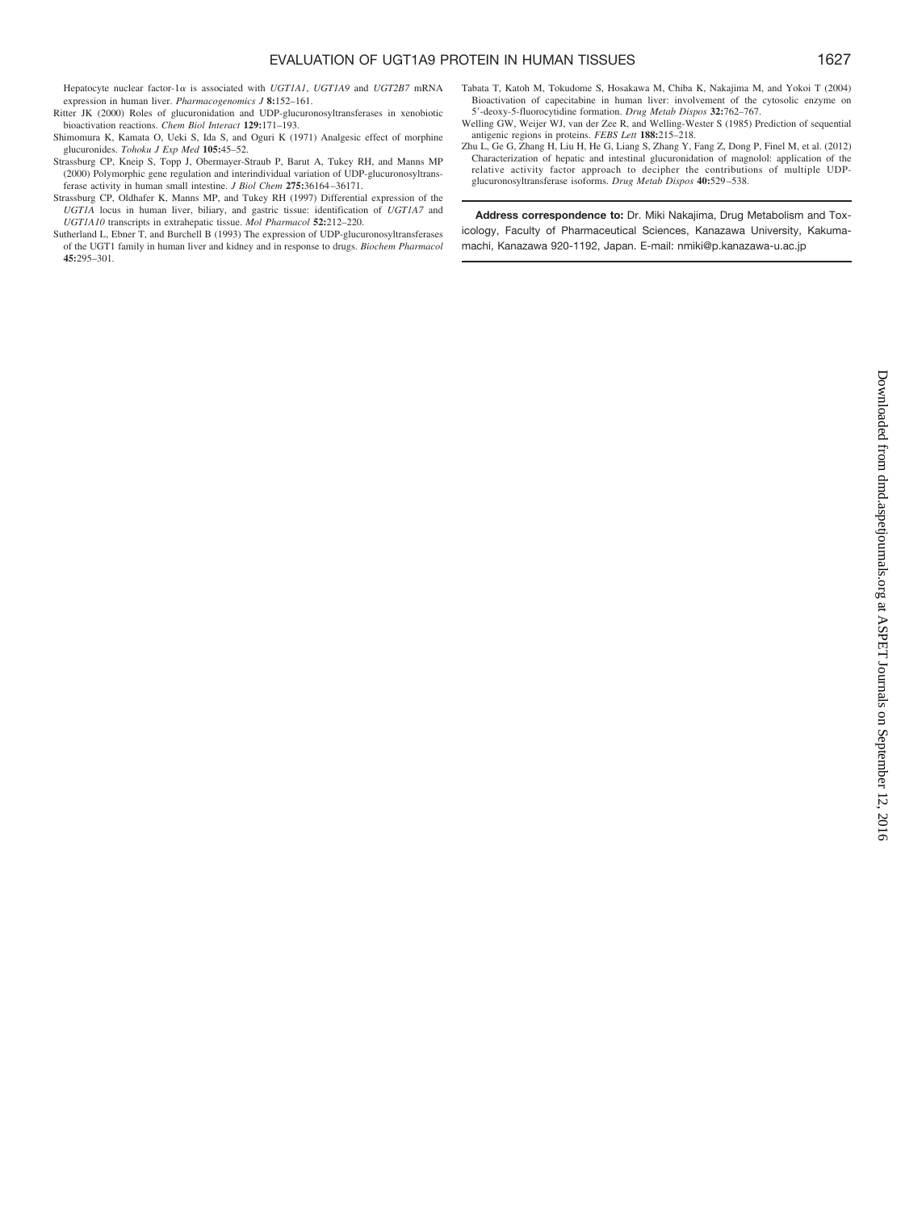Hepatocyte nuclear factor-1α is associated with *UGT1A1*, *UGT1A9* and *UGT2B7* mRNA expression in human liver. *Pharmacogenomics J* **8:**152–161.

Ritter JK (2000) Roles of glucuronidation and UDP-glucuronosyltransferases in xenobiotic bioactivation reactions. *Chem Biol Interact* **129:**171–193.

Shimomura K, Kamata O, Ueki S, Ida S, and Oguri K (1971) Analgesic effect of morphine glucuronides. *Tohoku J Exp Med* **105:**45–52.

Strassburg CP, Kneip S, Topp J, Obermayer-Straub P, Barut A, Tukey RH, and Manns MP (2000) Polymorphic gene regulation and interindividual variation of UDP-glucuronosyltransferase activity in human small intestine. *J Biol Chem* **275:**36164–36171.

Strassburg CP, Oldhafer K, Manns MP, and Tukey RH (1997) Differential expression of the *UGT1A* locus in human liver, biliary, and gastric tissue: identification of *UGT1A7* and *UGT1A10* transcripts in extrahepatic tissue. *Mol Pharmacol* **52:**212–220.

Sutherland L, Ebner T, and Burchell B (1993) The expression of UDP-glucuronosyltransferases of the UGT1 family in human liver and kidney and in response to drugs. *Biochem Pharmacol* **45:**295–301.

Tabata T, Katoh M, Tokudome S, Hosakawa M, Chiba K, Nakajima M, and Yokoi T (2004) Bioactivation of capecitabine in human liver: involvement of the cytosolic enzyme on 5′-deoxy-5-fluorocytidine formation. *Drug Metab Dispos* **32:**762–767.

Welling GW, Weijer WJ, van der Zee R, and Welling-Wester S (1985) Prediction of sequential antigenic regions in proteins. *FEBS Lett* **188:**215–218.

Zhu L, Ge G, Zhang H, Liu H, He G, Liang S, Zhang Y, Fang Z, Dong P, Finel M, et al. (2012) Characterization of hepatic and intestinal glucuronidation of magnolol: application of the relative activity factor approach to decipher the contributions of multiple UDP-glucuronosyltransferase isoforms. *Drug Metab Dispos* **40:**529–538.

**Address correspondence to:** Dr. Miki Nakajima, Drug Metabolism and Toxicology, Faculty of Pharmaceutical Sciences, Kanazawa University, Kakuma-machi, Kanazawa 920-1192, Japan. E-mail: nmiki@p.kanazawa-u.ac.jp